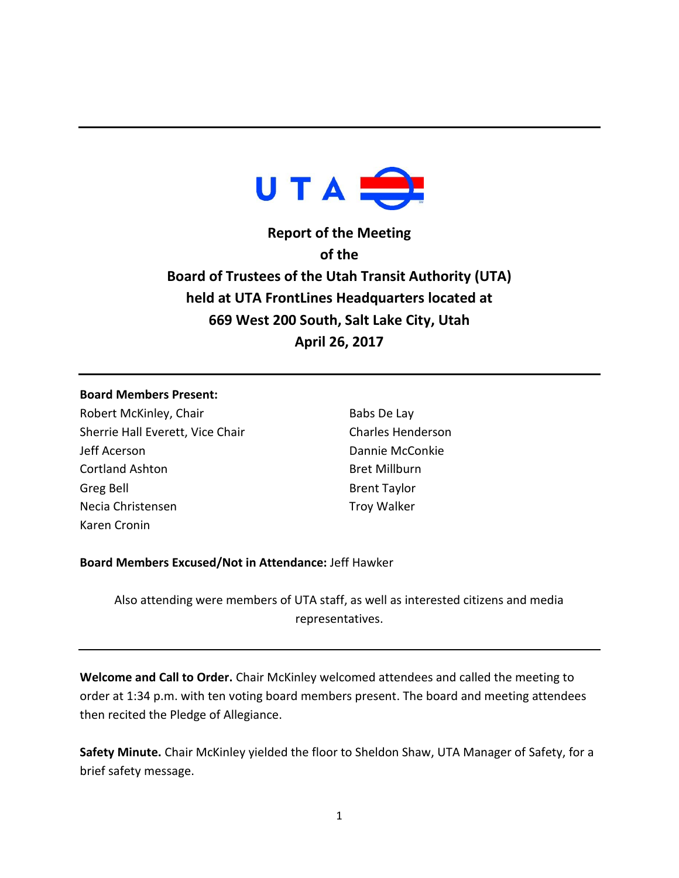UTA

# Report of the Meeting of the Board of Trustees of the Utah Transit Authority (UTA) held at UTA FrontLines Headquarters located at 669 West 200 South, Salt Lake City, Utah

## April 26, 2017

**Board Members Present:**

Robert McKinley, Chair
Sherrie Hall Everett, Vice Chair
Jeff Acerson
Cortland Ashton
Greg Bell
Necia Christensen
Karen Cronin
Babs De Lay
Charles Henderson
Dannie McConkie
Bret Millburn
Brent Taylor
Troy Walker

**Board Members Excused/Not in Attendance:** Jeff Hawker

Also attending were members of UTA staff, as well as interested citizens and media representatives.

**Welcome and Call to Order.** Chair McKinley welcomed attendees and called the meeting to order at 1:34 p.m. with ten voting board members present. The board and meeting attendees then recited the Pledge of Allegiance.

**Safety Minute.** Chair McKinley yielded the floor to Sheldon Shaw, UTA Manager of Safety, for a brief safety message.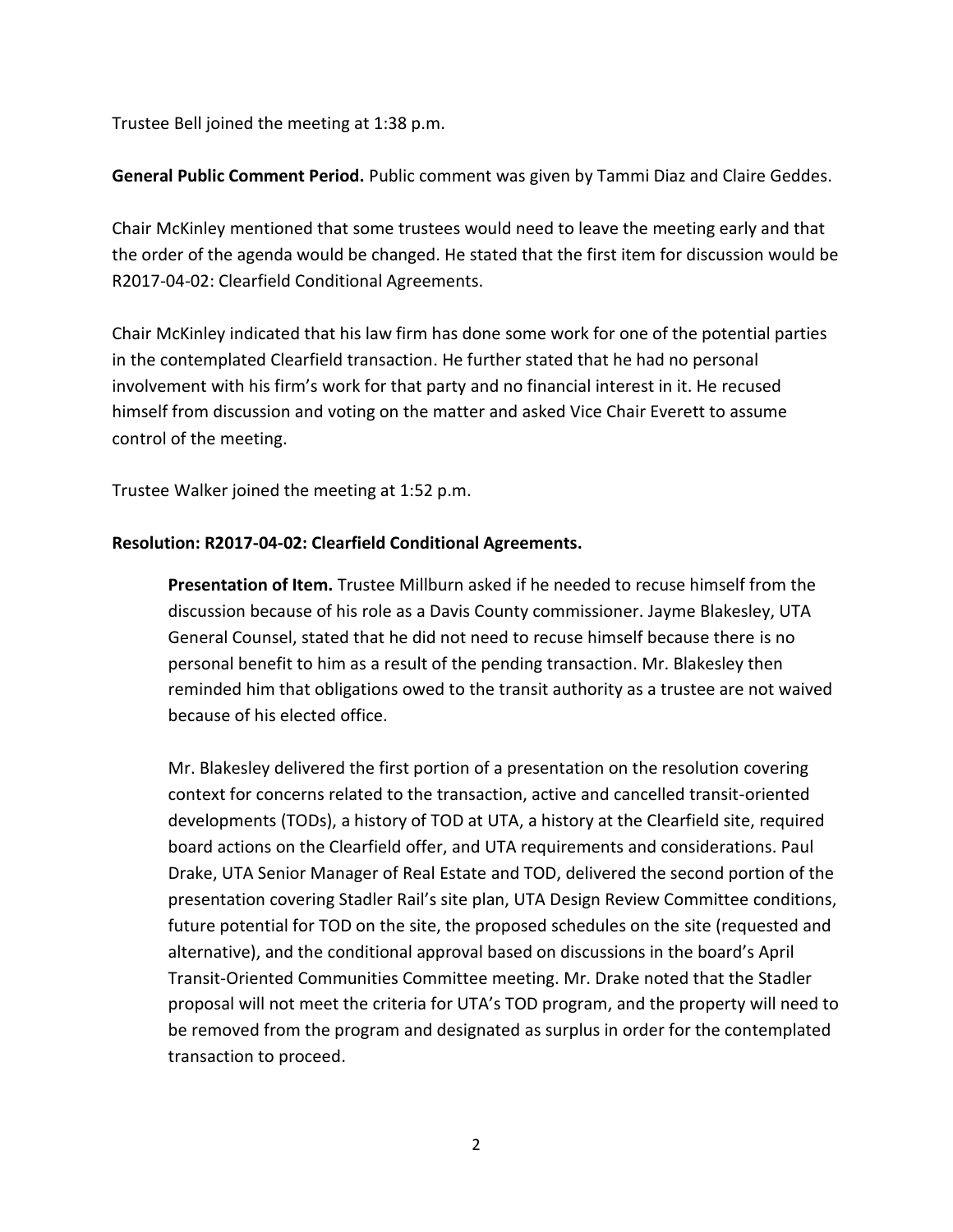Trustee Bell joined the meeting at 1:38 p.m.

**General Public Comment Period.** Public comment was given by Tammi Diaz and Claire Geddes.

Chair McKinley mentioned that some trustees would need to leave the meeting early and that the order of the agenda would be changed. He stated that the first item for discussion would be R2017-04-02: Clearfield Conditional Agreements.

Chair McKinley indicated that his law firm has done some work for one of the potential parties in the contemplated Clearfield transaction. He further stated that he had no personal involvement with his firm's work for that party and no financial interest in it. He recused himself from discussion and voting on the matter and asked Vice Chair Everett to assume control of the meeting.

Trustee Walker joined the meeting at 1:52 p.m.

**Resolution: R2017-04-02: Clearfield Conditional Agreements.**

> **Presentation of Item.** Trustee Millburn asked if he needed to recuse himself from the discussion because of his role as a Davis County commissioner. Jayme Blakesley, UTA General Counsel, stated that he did not need to recuse himself because there is no personal benefit to him as a result of the pending transaction. Mr. Blakesley then reminded him that obligations owed to the transit authority as a trustee are not waived because of his elected office.
>
> Mr. Blakesley delivered the first portion of a presentation on the resolution covering context for concerns related to the transaction, active and cancelled transit-oriented developments (TODs), a history of TOD at UTA, a history at the Clearfield site, required board actions on the Clearfield offer, and UTA requirements and considerations. Paul Drake, UTA Senior Manager of Real Estate and TOD, delivered the second portion of the presentation covering Stadler Rail's site plan, UTA Design Review Committee conditions, future potential for TOD on the site, the proposed schedules on the site (requested and alternative), and the conditional approval based on discussions in the board's April Transit-Oriented Communities Committee meeting. Mr. Drake noted that the Stadler proposal will not meet the criteria for UTA's TOD program, and the property will need to be removed from the program and designated as surplus in order for the contemplated transaction to proceed.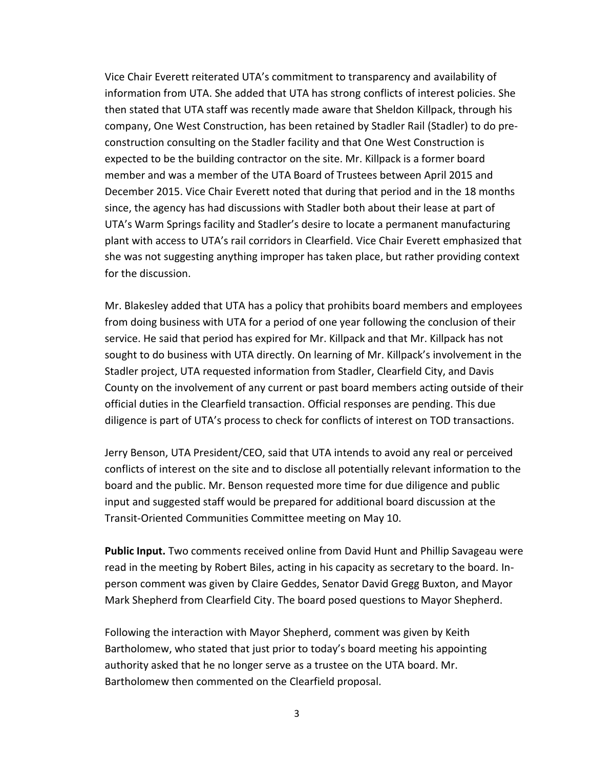Vice Chair Everett reiterated UTA's commitment to transparency and availability of information from UTA. She added that UTA has strong conflicts of interest policies. She then stated that UTA staff was recently made aware that Sheldon Killpack, through his company, One West Construction, has been retained by Stadler Rail (Stadler) to do pre-construction consulting on the Stadler facility and that One West Construction is expected to be the building contractor on the site. Mr. Killpack is a former board member and was a member of the UTA Board of Trustees between April 2015 and December 2015. Vice Chair Everett noted that during that period and in the 18 months since, the agency has had discussions with Stadler both about their lease at part of UTA's Warm Springs facility and Stadler's desire to locate a permanent manufacturing plant with access to UTA's rail corridors in Clearfield. Vice Chair Everett emphasized that she was not suggesting anything improper has taken place, but rather providing context for the discussion.

Mr. Blakesley added that UTA has a policy that prohibits board members and employees from doing business with UTA for a period of one year following the conclusion of their service. He said that period has expired for Mr. Killpack and that Mr. Killpack has not sought to do business with UTA directly. On learning of Mr. Killpack's involvement in the Stadler project, UTA requested information from Stadler, Clearfield City, and Davis County on the involvement of any current or past board members acting outside of their official duties in the Clearfield transaction. Official responses are pending. This due diligence is part of UTA's process to check for conflicts of interest on TOD transactions.

Jerry Benson, UTA President/CEO, said that UTA intends to avoid any real or perceived conflicts of interest on the site and to disclose all potentially relevant information to the board and the public. Mr. Benson requested more time for due diligence and public input and suggested staff would be prepared for additional board discussion at the Transit-Oriented Communities Committee meeting on May 10.

**Public Input.** Two comments received online from David Hunt and Phillip Savageau were read in the meeting by Robert Biles, acting in his capacity as secretary to the board. In-person comment was given by Claire Geddes, Senator David Gregg Buxton, and Mayor Mark Shepherd from Clearfield City. The board posed questions to Mayor Shepherd.

Following the interaction with Mayor Shepherd, comment was given by Keith Bartholomew, who stated that just prior to today's board meeting his appointing authority asked that he no longer serve as a trustee on the UTA board. Mr. Bartholomew then commented on the Clearfield proposal.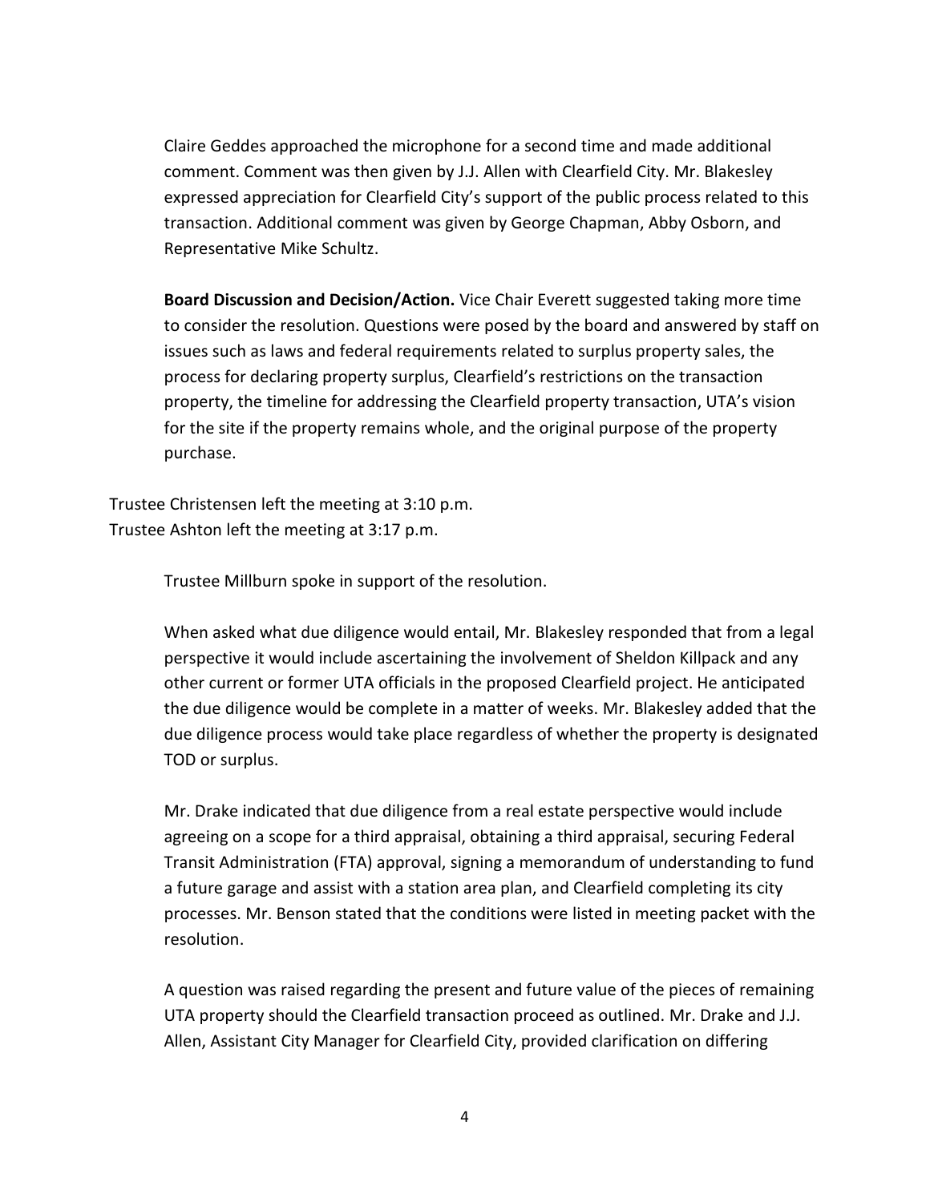Claire Geddes approached the microphone for a second time and made additional comment. Comment was then given by J.J. Allen with Clearfield City. Mr. Blakesley expressed appreciation for Clearfield City's support of the public process related to this transaction. Additional comment was given by George Chapman, Abby Osborn, and Representative Mike Schultz.

**Board Discussion and Decision/Action.** Vice Chair Everett suggested taking more time to consider the resolution. Questions were posed by the board and answered by staff on issues such as laws and federal requirements related to surplus property sales, the process for declaring property surplus, Clearfield's restrictions on the transaction property, the timeline for addressing the Clearfield property transaction, UTA's vision for the site if the property remains whole, and the original purpose of the property purchase.

Trustee Christensen left the meeting at 3:10 p.m.
Trustee Ashton left the meeting at 3:17 p.m.

Trustee Millburn spoke in support of the resolution.

When asked what due diligence would entail, Mr. Blakesley responded that from a legal perspective it would include ascertaining the involvement of Sheldon Killpack and any other current or former UTA officials in the proposed Clearfield project. He anticipated the due diligence would be complete in a matter of weeks. Mr. Blakesley added that the due diligence process would take place regardless of whether the property is designated TOD or surplus.

Mr. Drake indicated that due diligence from a real estate perspective would include agreeing on a scope for a third appraisal, obtaining a third appraisal, securing Federal Transit Administration (FTA) approval, signing a memorandum of understanding to fund a future garage and assist with a station area plan, and Clearfield completing its city processes. Mr. Benson stated that the conditions were listed in meeting packet with the resolution.

A question was raised regarding the present and future value of the pieces of remaining UTA property should the Clearfield transaction proceed as outlined. Mr. Drake and J.J. Allen, Assistant City Manager for Clearfield City, provided clarification on differing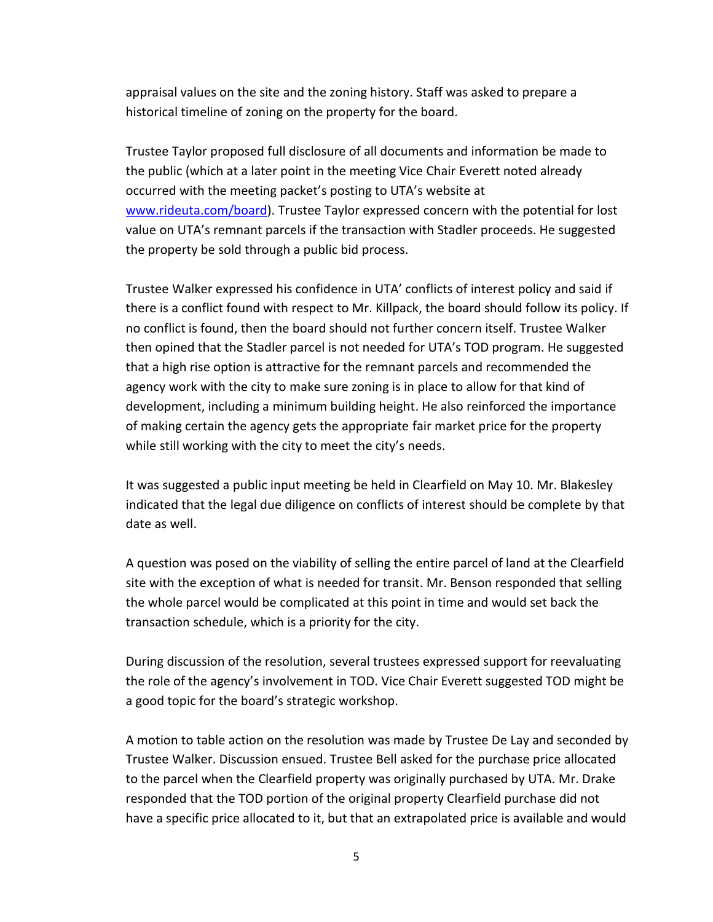appraisal values on the site and the zoning history. Staff was asked to prepare a historical timeline of zoning on the property for the board.

Trustee Taylor proposed full disclosure of all documents and information be made to the public (which at a later point in the meeting Vice Chair Everett noted already occurred with the meeting packet's posting to UTA's website at www.rideuta.com/board). Trustee Taylor expressed concern with the potential for lost value on UTA's remnant parcels if the transaction with Stadler proceeds. He suggested the property be sold through a public bid process.

Trustee Walker expressed his confidence in UTA' conflicts of interest policy and said if there is a conflict found with respect to Mr. Killpack, the board should follow its policy. If no conflict is found, then the board should not further concern itself. Trustee Walker then opined that the Stadler parcel is not needed for UTA's TOD program. He suggested that a high rise option is attractive for the remnant parcels and recommended the agency work with the city to make sure zoning is in place to allow for that kind of development, including a minimum building height. He also reinforced the importance of making certain the agency gets the appropriate fair market price for the property while still working with the city to meet the city's needs.

It was suggested a public input meeting be held in Clearfield on May 10. Mr. Blakesley indicated that the legal due diligence on conflicts of interest should be complete by that date as well.

A question was posed on the viability of selling the entire parcel of land at the Clearfield site with the exception of what is needed for transit. Mr. Benson responded that selling the whole parcel would be complicated at this point in time and would set back the transaction schedule, which is a priority for the city.

During discussion of the resolution, several trustees expressed support for reevaluating the role of the agency's involvement in TOD. Vice Chair Everett suggested TOD might be a good topic for the board's strategic workshop.

A motion to table action on the resolution was made by Trustee De Lay and seconded by Trustee Walker. Discussion ensued. Trustee Bell asked for the purchase price allocated to the parcel when the Clearfield property was originally purchased by UTA. Mr. Drake responded that the TOD portion of the original property Clearfield purchase did not have a specific price allocated to it, but that an extrapolated price is available and would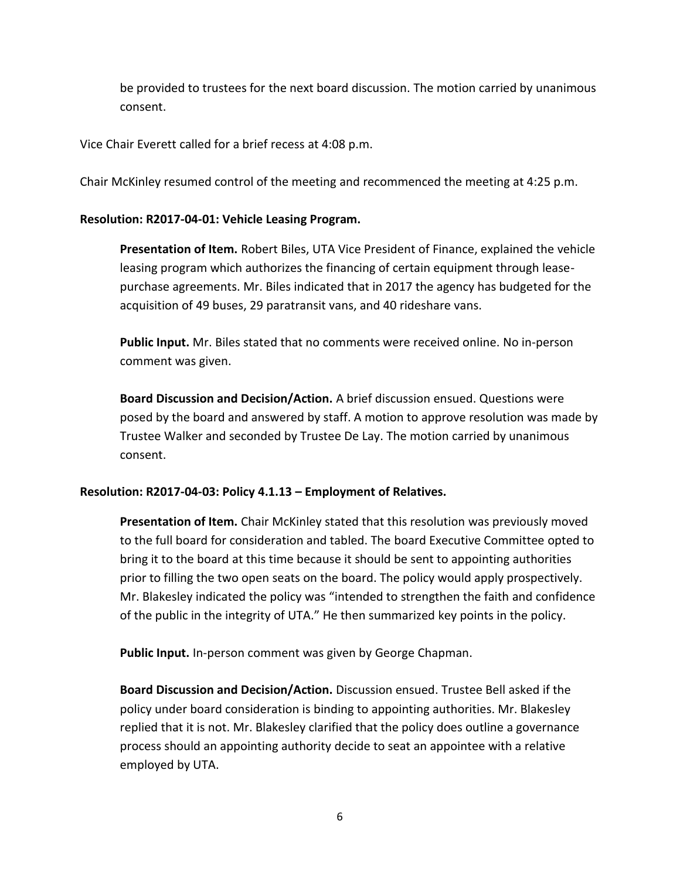be provided to trustees for the next board discussion. The motion carried by unanimous consent.

Vice Chair Everett called for a brief recess at 4:08 p.m.

Chair McKinley resumed control of the meeting and recommenced the meeting at 4:25 p.m.

**Resolution: R2017-04-01: Vehicle Leasing Program.**

**Presentation of Item.** Robert Biles, UTA Vice President of Finance, explained the vehicle leasing program which authorizes the financing of certain equipment through lease-purchase agreements. Mr. Biles indicated that in 2017 the agency has budgeted for the acquisition of 49 buses, 29 paratransit vans, and 40 rideshare vans.

**Public Input.** Mr. Biles stated that no comments were received online. No in-person comment was given.

**Board Discussion and Decision/Action.** A brief discussion ensued. Questions were posed by the board and answered by staff. A motion to approve resolution was made by Trustee Walker and seconded by Trustee De Lay. The motion carried by unanimous consent.

**Resolution: R2017-04-03: Policy 4.1.13 – Employment of Relatives.**

**Presentation of Item.** Chair McKinley stated that this resolution was previously moved to the full board for consideration and tabled. The board Executive Committee opted to bring it to the board at this time because it should be sent to appointing authorities prior to filling the two open seats on the board. The policy would apply prospectively. Mr. Blakesley indicated the policy was "intended to strengthen the faith and confidence of the public in the integrity of UTA." He then summarized key points in the policy.

**Public Input.** In-person comment was given by George Chapman.

**Board Discussion and Decision/Action.** Discussion ensued. Trustee Bell asked if the policy under board consideration is binding to appointing authorities. Mr. Blakesley replied that it is not. Mr. Blakesley clarified that the policy does outline a governance process should an appointing authority decide to seat an appointee with a relative employed by UTA.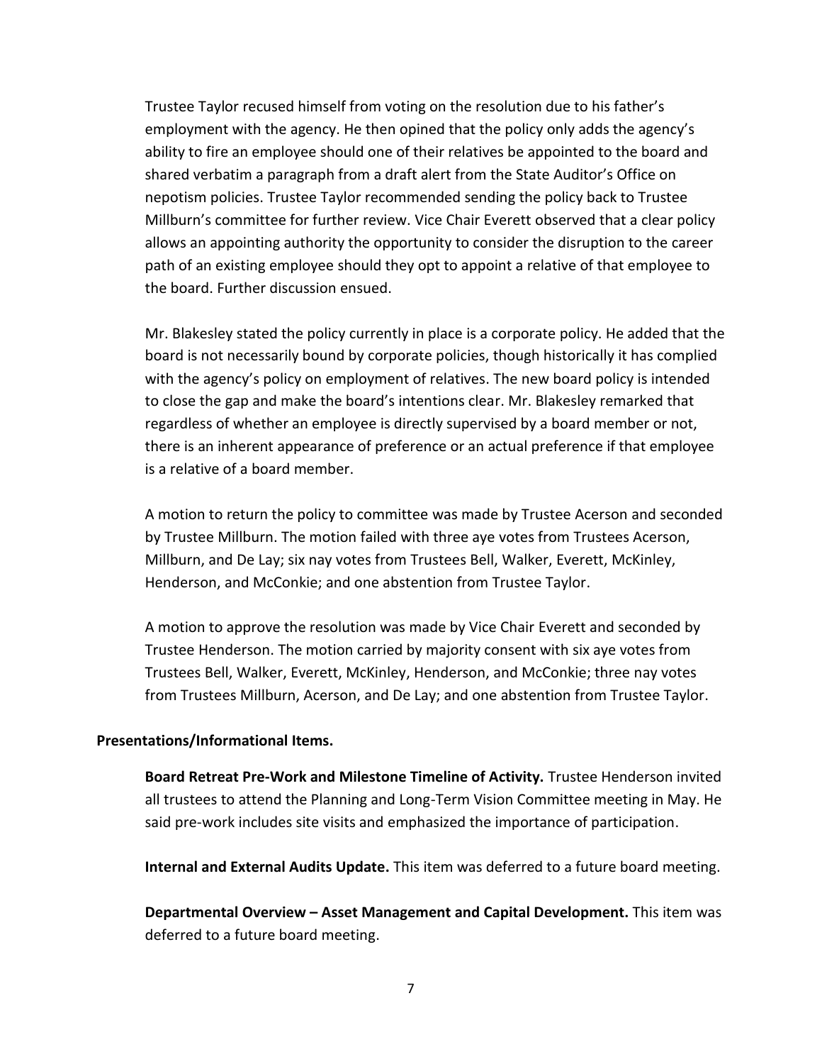Trustee Taylor recused himself from voting on the resolution due to his father's employment with the agency. He then opined that the policy only adds the agency's ability to fire an employee should one of their relatives be appointed to the board and shared verbatim a paragraph from a draft alert from the State Auditor's Office on nepotism policies. Trustee Taylor recommended sending the policy back to Trustee Millburn's committee for further review. Vice Chair Everett observed that a clear policy allows an appointing authority the opportunity to consider the disruption to the career path of an existing employee should they opt to appoint a relative of that employee to the board. Further discussion ensued.

Mr. Blakesley stated the policy currently in place is a corporate policy. He added that the board is not necessarily bound by corporate policies, though historically it has complied with the agency's policy on employment of relatives. The new board policy is intended to close the gap and make the board's intentions clear. Mr. Blakesley remarked that regardless of whether an employee is directly supervised by a board member or not, there is an inherent appearance of preference or an actual preference if that employee is a relative of a board member.

A motion to return the policy to committee was made by Trustee Acerson and seconded by Trustee Millburn. The motion failed with three aye votes from Trustees Acerson, Millburn, and De Lay; six nay votes from Trustees Bell, Walker, Everett, McKinley, Henderson, and McConkie; and one abstention from Trustee Taylor.

A motion to approve the resolution was made by Vice Chair Everett and seconded by Trustee Henderson. The motion carried by majority consent with six aye votes from Trustees Bell, Walker, Everett, McKinley, Henderson, and McConkie; three nay votes from Trustees Millburn, Acerson, and De Lay; and one abstention from Trustee Taylor.

**Presentations/Informational Items.**

**Board Retreat Pre-Work and Milestone Timeline of Activity.** Trustee Henderson invited all trustees to attend the Planning and Long-Term Vision Committee meeting in May. He said pre-work includes site visits and emphasized the importance of participation.

**Internal and External Audits Update.** This item was deferred to a future board meeting.

**Departmental Overview – Asset Management and Capital Development.** This item was deferred to a future board meeting.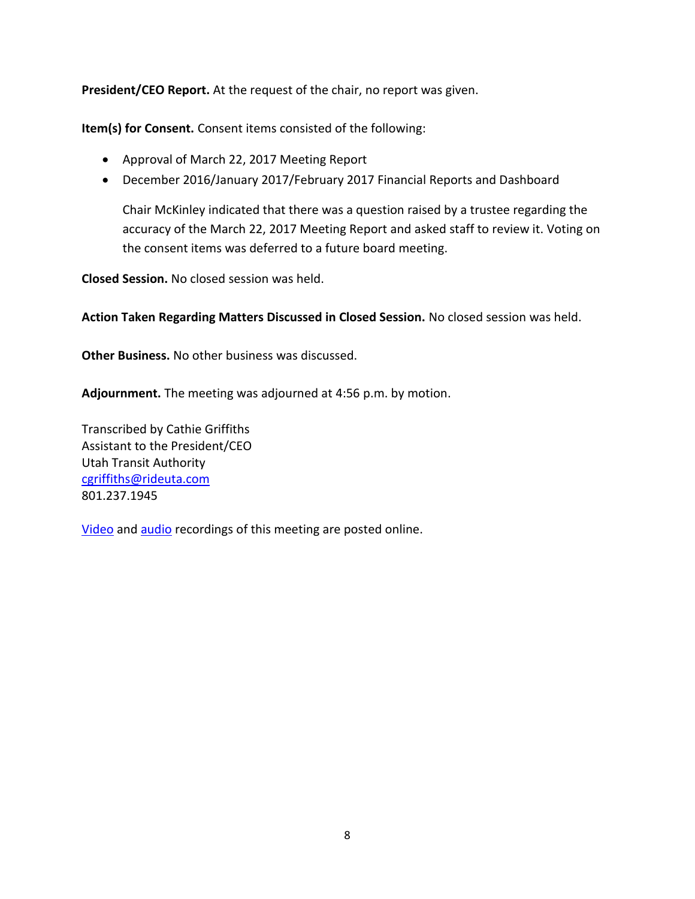**President/CEO Report.** At the request of the chair, no report was given.

**Item(s) for Consent.** Consent items consisted of the following:

- Approval of March 22, 2017 Meeting Report
- December 2016/January 2017/February 2017 Financial Reports and Dashboard

  Chair McKinley indicated that there was a question raised by a trustee regarding the accuracy of the March 22, 2017 Meeting Report and asked staff to review it. Voting on the consent items was deferred to a future board meeting.

**Closed Session.** No closed session was held.

**Action Taken Regarding Matters Discussed in Closed Session.** No closed session was held.

**Other Business.** No other business was discussed.

**Adjournment.** The meeting was adjourned at 4:56 p.m. by motion.

Transcribed by Cathie Griffiths
Assistant to the President/CEO
Utah Transit Authority
cgriffiths@rideuta.com
801.237.1945

Video and audio recordings of this meeting are posted online.